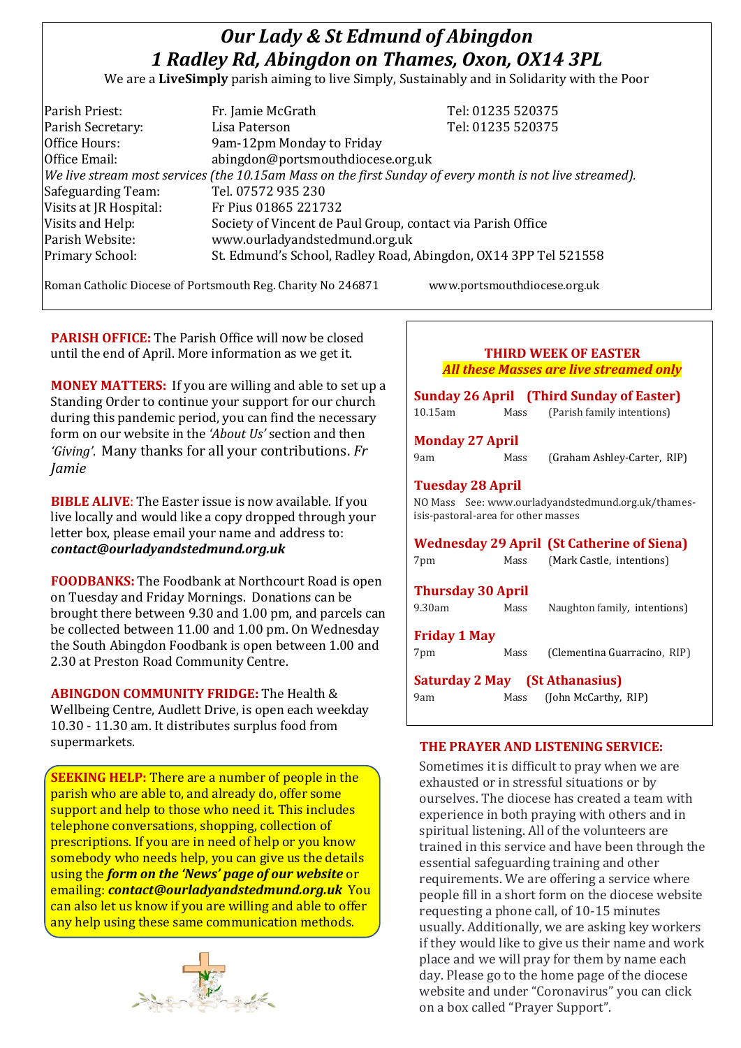# *Our Lady & St Edmund of Abingdon*
# *1 Radley Rd, Abingdon on Thames, Oxon, OX14 3PL*

We are a **LiveSimply** parish aiming to live Simply, Sustainably and in Solidarity with the Poor

| | | |
|---|---|---|
| Parish Priest: | Fr. Jamie McGrath | Tel: 01235 520375 |
| Parish Secretary: | Lisa Paterson | Tel: 01235 520375 |
| Office Hours: | 9am-12pm Monday to Friday | |
| Office Email: | abingdon@portsmouthdiocese.org.uk | |

*We live stream most services (the 10.15am Mass on the first Sunday of every month is not live streamed).*

| | |
|---|---|
| Safeguarding Team: | Tel. 07572 935 230 |
| Visits at JR Hospital: | Fr Pius 01865 221732 |
| Visits and Help: | Society of Vincent de Paul Group, contact via Parish Office |
| Parish Website: | www.ourladyandstedmund.org.uk |
| Primary School: | St. Edmund's School, Radley Road, Abingdon, OX14 3PP Tel 521558 |

Roman Catholic Diocese of Portsmouth Reg. Charity No 246871 www.portsmouthdiocese.org.uk

**PARISH OFFICE:** The Parish Office will now be closed until the end of April. More information as we get it.

**MONEY MATTERS:** If you are willing and able to set up a Standing Order to continue your support for our church during this pandemic period, you can find the necessary form on our website in the *'About Us'* section and then *'Giving'*. Many thanks for all your contributions. *Fr Jamie*

**BIBLE ALIVE**: The Easter issue is now available. If you live locally and would like a copy dropped through your letter box, please email your name and address to: ***contact@ourladyandstedmund.org.uk***

**FOODBANKS:** The Foodbank at Northcourt Road is open on Tuesday and Friday Mornings. Donations can be brought there between 9.30 and 1.00 pm, and parcels can be collected between 11.00 and 1.00 pm. On Wednesday the South Abingdon Foodbank is open between 1.00 and 2.30 at Preston Road Community Centre.

**ABINGDON COMMUNITY FRIDGE:** The Health & Wellbeing Centre, Audlett Drive, is open each weekday 10.30 - 11.30 am. It distributes surplus food from supermarkets.

**SEEKING HELP:** There are a number of people in the parish who are able to, and already do, offer some support and help to those who need it. This includes telephone conversations, shopping, collection of prescriptions. If you are in need of help or you know somebody who needs help, you can give us the details using the ***form on the 'News' page of our website*** or emailing: ***contact@ourladyandstedmund.org.uk*** You can also let us know if you are willing and able to offer any help using these same communication methods.

## THIRD WEEK OF EASTER
***All these Masses are live streamed only***

**Sunday 26 April (Third Sunday of Easter)**
10.15am Mass (Parish family intentions)

**Monday 27 April**
9am Mass (Graham Ashley-Carter, RIP)

**Tuesday 28 April**
NO Mass See: www.ourladyandstedmund.org.uk/thames-isis-pastoral-area for other masses

**Wednesday 29 April (St Catherine of Siena)**
7pm Mass (Mark Castle, intentions)

**Thursday 30 April**
9.30am Mass Naughton family, intentions)

**Friday 1 May**
7pm Mass (Clementina Guarracino, RIP)

**Saturday 2 May (St Athanasius)**
9am Mass (John McCarthy, RIP)

**THE PRAYER AND LISTENING SERVICE:**

Sometimes it is difficult to pray when we are exhausted or in stressful situations or by ourselves. The diocese has created a team with experience in both praying with others and in spiritual listening. All of the volunteers are trained in this service and have been through the essential safeguarding training and other requirements. We are offering a service where people fill in a short form on the diocese website requesting a phone call, of 10-15 minutes usually. Additionally, we are asking key workers if they would like to give us their name and work place and we will pray for them by name each day. Please go to the home page of the diocese website and under "Coronavirus" you can click on a box called "Prayer Support".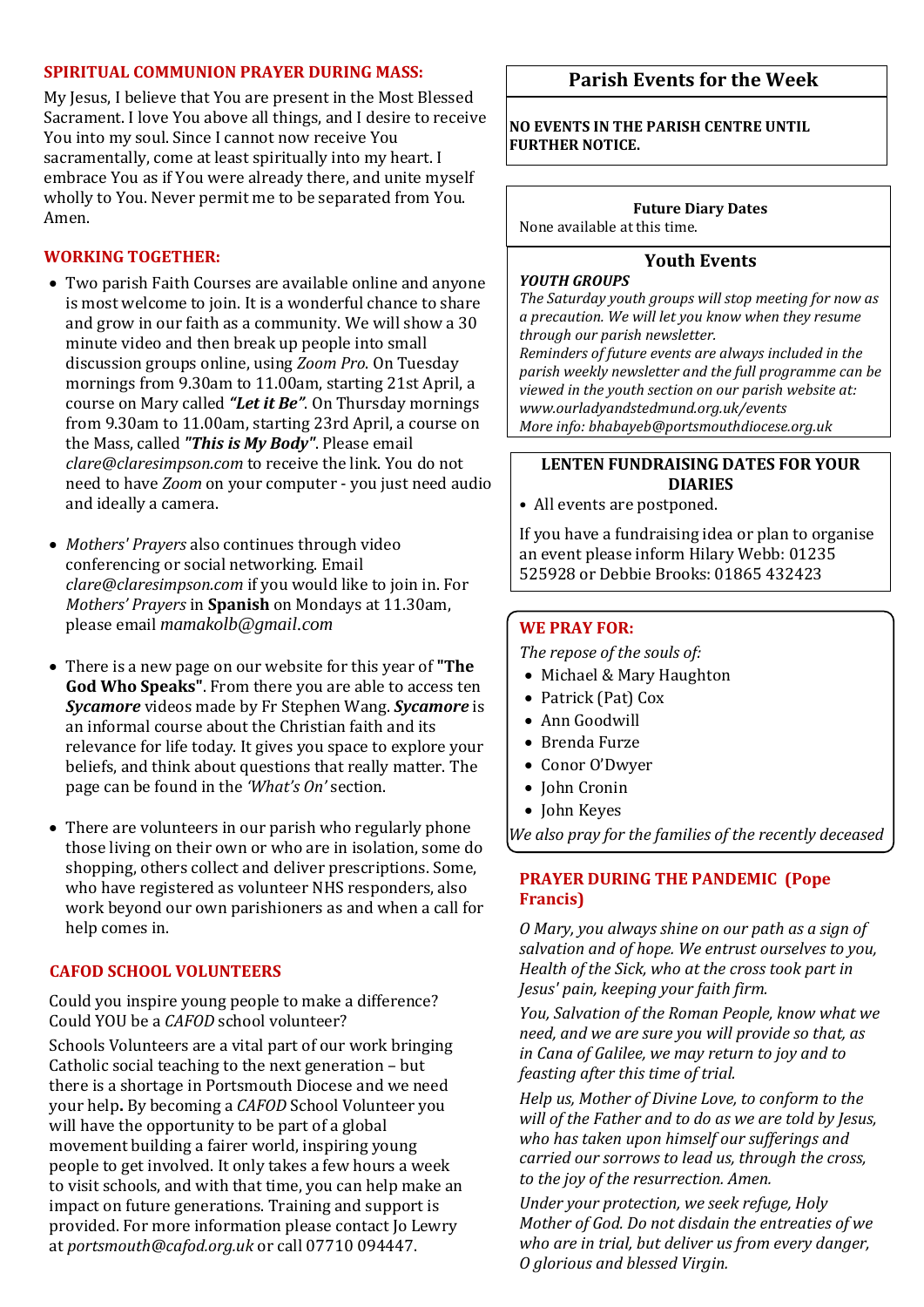## SPIRITUAL COMMUNION PRAYER DURING MASS:

My Jesus, I believe that You are present in the Most Blessed Sacrament. I love You above all things, and I desire to receive You into my soul. Since I cannot now receive You sacramentally, come at least spiritually into my heart. I embrace You as if You were already there, and unite myself wholly to You. Never permit me to be separated from You. Amen.

## WORKING TOGETHER:

- Two parish Faith Courses are available online and anyone is most welcome to join. It is a wonderful chance to share and grow in our faith as a community. We will show a 30 minute video and then break up people into small discussion groups online, using *Zoom Pro*. On Tuesday mornings from 9.30am to 11.00am, starting 21st April, a course on Mary called ***"Let it Be"***. On Thursday mornings from 9.30am to 11.00am, starting 23rd April, a course on the Mass, called ***"This is My Body"***. Please email *clare@claresimpson.com* to receive the link. You do not need to have *Zoom* on your computer - you just need audio and ideally a camera.

- *Mothers' Prayers* also continues through video conferencing or social networking. Email *clare@claresimpson.com* if you would like to join in. For *Mothers' Prayers* in **Spanish** on Mondays at 11.30am, please email *mamakolb@gmail.com*

- There is a new page on our website for this year of **"The God Who Speaks"**. From there you are able to access ten ***Sycamore*** videos made by Fr Stephen Wang. ***Sycamore*** is an informal course about the Christian faith and its relevance for life today. It gives you space to explore your beliefs, and think about questions that really matter. The page can be found in the *'What's On'* section.

- There are volunteers in our parish who regularly phone those living on their own or who are in isolation, some do shopping, others collect and deliver prescriptions. Some, who have registered as volunteer NHS responders, also work beyond our own parishioners as and when a call for help comes in.

## CAFOD SCHOOL VOLUNTEERS

Could you inspire young people to make a difference? Could YOU be a *CAFOD* school volunteer?

Schools Volunteers are a vital part of our work bringing Catholic social teaching to the next generation – but there is a shortage in Portsmouth Diocese and we need your help**.** By becoming a *CAFOD* School Volunteer you will have the opportunity to be part of a global movement building a fairer world, inspiring young people to get involved. It only takes a few hours a week to visit schools, and with that time, you can help make an impact on future generations. Training and support is provided. For more information please contact Jo Lewry at *portsmouth@cafod.org.uk* or call 07710 094447.

## Parish Events for the Week

**NO EVENTS IN THE PARISH CENTRE UNTIL FURTHER NOTICE.**

**Future Diary Dates**

None available at this time.

## Youth Events

***YOUTH GROUPS***

*The Saturday youth groups will stop meeting for now as a precaution. We will let you know when they resume through our parish newsletter.*

*Reminders of future events are always included in the parish weekly newsletter and the full programme can be viewed in the youth section on our parish website at: www.ourladyandstedmund.org.uk/events*

*More info: bhabayeb@portsmouthdiocese.org.uk*

## LENTEN FUNDRAISING DATES FOR YOUR DIARIES

- All events are postponed.

If you have a fundraising idea or plan to organise an event please inform Hilary Webb: 01235 525928 or Debbie Brooks: 01865 432423

## WE PRAY FOR:

*The repose of the souls of:*

- Michael & Mary Haughton
- Patrick (Pat) Cox
- Ann Goodwill
- Brenda Furze
- Conor O'Dwyer
- John Cronin
- John Keyes

*We also pray for the families of the recently deceased*

## PRAYER DURING THE PANDEMIC (Pope Francis)

*O Mary, you always shine on our path as a sign of salvation and of hope. We entrust ourselves to you, Health of the Sick, who at the cross took part in Jesus' pain, keeping your faith firm.*

*You, Salvation of the Roman People, know what we need, and we are sure you will provide so that, as in Cana of Galilee, we may return to joy and to feasting after this time of trial.*

*Help us, Mother of Divine Love, to conform to the will of the Father and to do as we are told by Jesus, who has taken upon himself our sufferings and carried our sorrows to lead us, through the cross, to the joy of the resurrection. Amen.*

*Under your protection, we seek refuge, Holy Mother of God. Do not disdain the entreaties of we who are in trial, but deliver us from every danger, O glorious and blessed Virgin.*